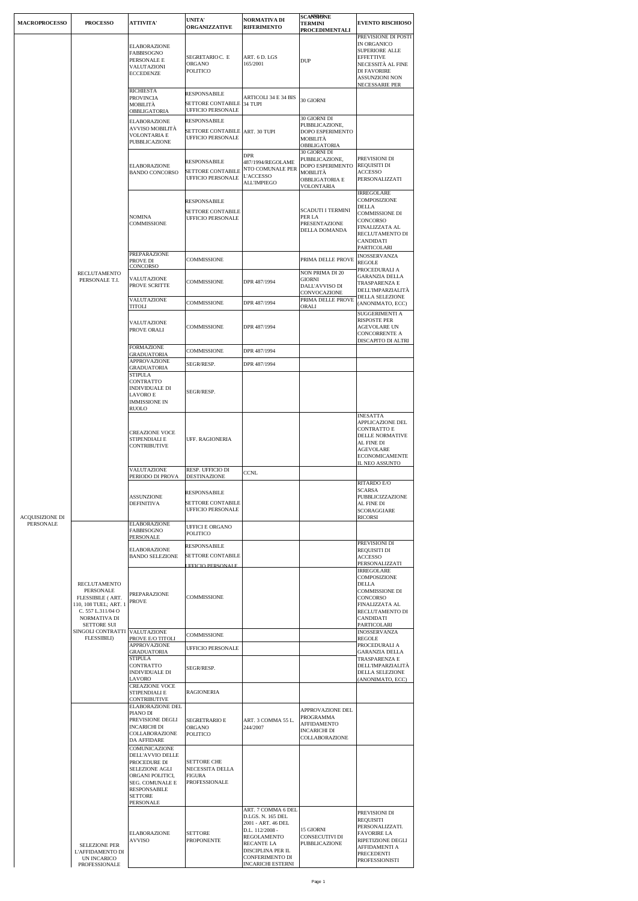| MACROPROCESSO | PROCESSO | ATTIVITA' | UNITA' ORGANIZZATIVE | NORMATIVA DI RIFERIMENTO | SCANSIONE TERMINI PROCEDIMENTALI | EVENTO RISCHIOSO |
|---|---|---|---|---|---|---|
| ACQUISIZIONE DI PERSONALE | RECLUTAMENTO PERSONALE T.I. | ELABORAZIONE FABBISOGNO PERSONALE E VALUTAZIONI ECCEDENZE | SEGRETARIO C. E ORGANO POLITICO | ART. 6 D. LGS 165/2001 | DUP | PREVISIONE DI POSTI IN ORGANICO SUPERIORE ALLE EFFETTIVE NECESSITÀ AL FINE DI FAVORIRE ASSUNZIONI NON NECESSARIE PER |
| | | RICHIESTA PROVINCIA MOBILITÀ OBBLIGATORIA | RESPONSABILE SETTORE CONTABILE UFFICIO PERSONALE | ARTICOLI 34 E 34 BIS 34 TUPI | 30 GIORNI | |
| | | ELABORAZIONE AVVISO MOBILITÀ VOLONTARIA E PUBBLICAZIONE | RESPONSABILE SETTORE CONTABILE UFFICIO PERSONALE | ART. 30 TUPI | 30 GIORNI DI PUBBLICAZIONE, DOPO ESPERIMENTO MOBILITÀ OBBLIGATORIA | |
| | | ELABORAZIONE BANDO CONCORSO | RESPONSABILE SETTORE CONTABILE UFFICIO PERSONALE | DPR 487/1994/REGOLAMENTO COMUNALE PER L'ACCESSO ALL'IMPIEGO | 30 GIORNI DI PUBBLICAZIONE, DOPO ESPERIMENTO MOBILITÀ OBBLIGATORIA E VOLONTARIA | PREVISIONI DI REQUISITI DI ACCESSO PERSONALIZZATI |
| | | NOMINA COMMISSIONE | RESPONSABILE SETTORE CONTABILE UFFICIO PERSONALE | | SCADUTI I TERMINI PER LA PRESENTAZIONE DELLA DOMANDA | IRREGOLARE COMPOSIZIONE DELLA COMMISSIONE DI CONCORSO FINALIZZATA AL RECLUTAMENTO DI CANDIDATI PARTICOLARI |
| | | PREPARAZIONE PROVE DI CONCORSO | COMMISSIONE | | PRIMA DELLE PROVE | INOSSERVANZA REGOLE PROCEDURALI A GARANZIA DELLA TRASPARENZA E DELL'IMPARZIALITÀ DELLA SELEZIONE (ANONIMATO, ECC) |
| | | VALUTAZIONE PROVE SCRITTE | COMMISSIONE | DPR 487/1994 | NON PRIMA DI 20 GIORNI DALL'AVVISO DI CONVOCAZIONE | |
| | | VALUTAZIONE TITOLI | COMMISSIONE | DPR 487/1994 | PRIMA DELLE PROVE ORALI | |
| | | VALUTAZIONE PROVE ORALI | COMMISSIONE | DPR 487/1994 | | SUGGERIMENTI A RISPOSTE PER AGEVOLARE UN CONCORRENTE A DISCAPITO DI ALTRI |
| | | FORMAZIONE GRADUATORIA | COMMISSIONE | DPR 487/1994 | | |
| | | APPROVAZIONE GRADUATORIA | SEGR/RESP. | DPR 487/1994 | | |
| | | STIPULA CONTRATTO INDIVIDUALE DI LAVORO E IMMISSIONE IN RUOLO | SEGR/RESP. | | | |
| | | CREAZIONE VOCE STIPENDIALI E CONTRIBUTIVE | UFF. RAGIONERIA | | | INESATTA APPLICAZIONE DEL CONTRATTO E DELLE NORMATIVE AL FINE DI AGEVOLARE ECONOMICAMENTE IL NEO ASSUNTO |
| | | VALUTAZIONE PERIODO DI PROVA | RESP. UFFICIO DI DESTINAZIONE | CCNL | | |
| | | ASSUNZIONE DEFINITIVA | RESPONSABILE SETTORE CONTABILE UFFICIO PERSONALE | | | RITARDO E/O SCARSA PUBBLICIZZAZIONE AL FINE DI SCORAGGIARE RICORSI |
| | RECLUTAMENTO PERSONALE FLESSIBILE ( ART. 110, 108 TUEL; ART. 1 C. 557 L.311/04 O NORMATIVA DI SETTORE SUI SINGOLI CONTRATTI FLESSIBILI) | ELABORAZIONE FABBISOGNO PERSONALE | UFFICI E ORGANO POLITICO | | | |
| | | ELABORAZIONE BANDO SELEZIONE | RESPONSABILE SETTORE CONTABILE UFFICIO PERSONALE | | | PREVISIONI DI REQUISITI DI ACCESSO PERSONALIZZATI |
| | | PREPARAZIONE PROVE | COMMISSIONE | | | IRREGOLARE COMPOSIZIONE DELLA COMMISSIONE DI CONCORSO FINALIZZATA AL RECLUTAMENTO DI CANDIDATI PARTICOLARI |
| | | VALUTAZIONE PROVE E/O TITOLI | COMMISSIONE | | | INOSSERVANZA REGOLE PROCEDURALI A GARANZIA DELLA TRASPARENZA E DELL'IMPARZIALITÀ DELLA SELEZIONE (ANONIMATO, ECC) |
| | | APPROVAZIONE GRADUATORIA | UFFICIO PERSONALE | | | |
| | | STIPULA CONTRATTO INDIVIDUALE DI LAVORO | SEGR/RESP. | | | |
| | | CREAZIONE VOCE STIPENDIALI E CONTRIBUTIVE | RAGIONERIA | | | |
| | SELEZIONE PER L'AFFIDAMENTO DI UN INCARICO PROFESSIONALE | ELABORAZIONE DEL PIANO DI PREVISIONE DEGLI INCARICHI DI COLLABORAZIONE DA AFFIDARE | SEGRETRARIO E ORGANO POLITICO | ART. 3 COMMA 55 L. 244/2007 | APPROVAZIONE DEL PROGRAMMA AFFIDAMENTO INCARICHI DI COLLABORAZIONE | |
| | | COMUNICAZIONE DELL'AVVIO DELLE PROCEDURE DI SELEZIONE AGLI ORGANI POLITICI, SEG. COMUNALE E RESPONSABILE SETTORE PERSONALE | SETTORE CHE NECESSITA DELLA FIGURA PROFESSIONALE | | | |
| | | ELABORAZIONE AVVISO | SETTORE PROPONENTE | ART. 7 COMMA 6 DEL D.LGS. N. 165 DEL 2001 - ART. 46 DEL D.L. 112/2008 - REGOLAMENTO RECANTE LA DISCIPLINA PER IL CONFERIMENTO DI INCARICHI ESTERNI | 15 GIORNI CONSECUTIVI DI PUBBLICAZIONE | PREVISIONI DI REQUISITI PERSONALIZZATI. FAVORIRE LA RIPETIZIONE DEGLI AFFIDAMENTI A PRECEDENTI PROFESSIONISTI |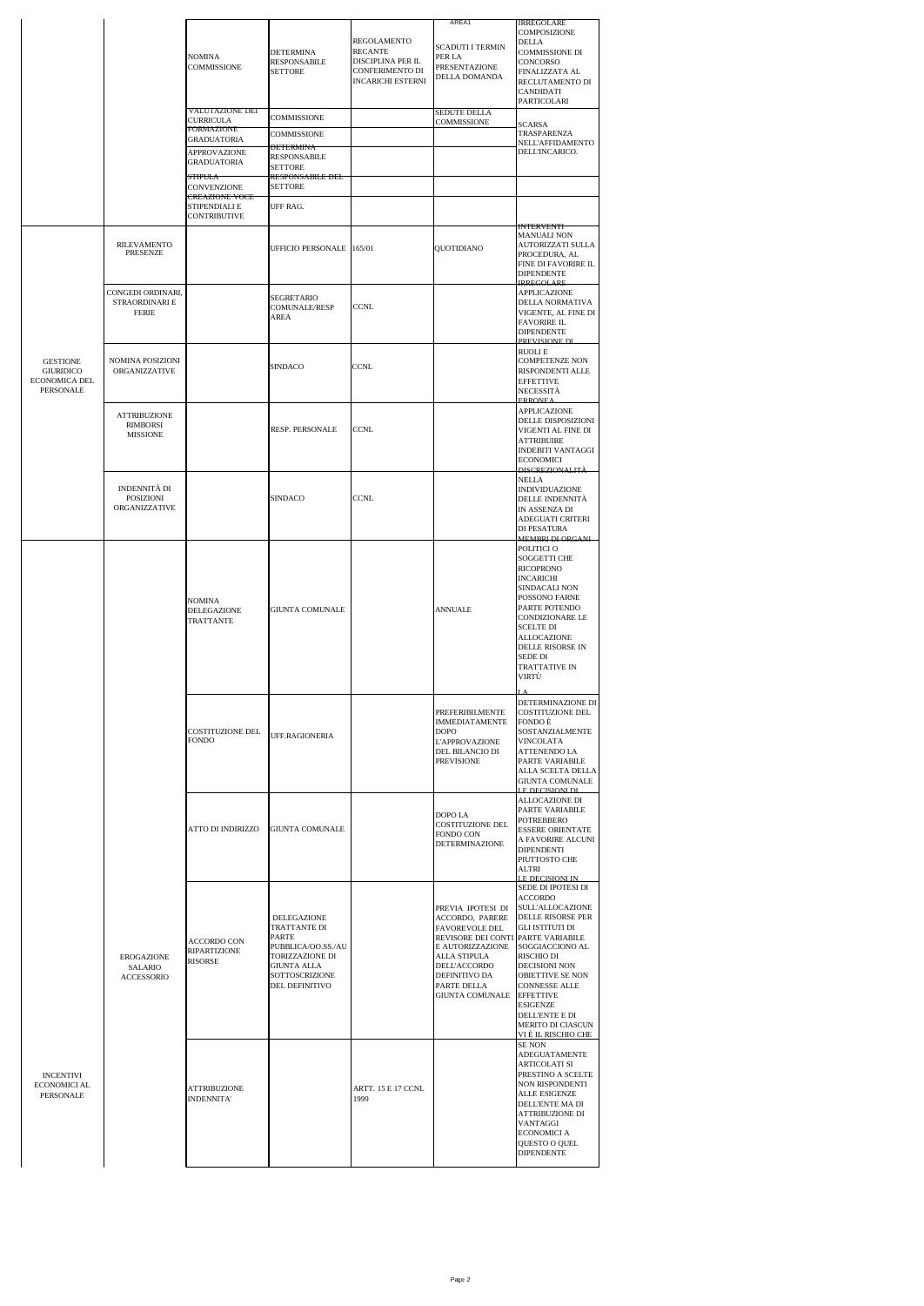| | | | | | | |
|---|---|---|---|---|---|---|
| | | NOMINA COMMISSIONE | DETERMINA RESPONSABILE SETTORE | REGOLAMENTO RECANTE DISCIPLINA PER IL CONFERIMENTO DI INCARICHI ESTERNI | AREA1<br>SCADUTI I TERMIN PER LA PRESENTAZIONE DELLA DOMANDA | IRREGOLARE COMPOSIZIONE DELLA COMMISSIONE DI CONCORSO FINALIZZATA AL RECLUTAMENTO DI CANDIDATI PARTICOLARI |
| | | VALUTAZIONE DEI CURRICULA | COMMISSIONE | | SEDUTE DELLA COMMISSIONE | SCARSA TRASPARENZA NELL'AFFIDAMENTO DELL'INCARICO. |
| | | FORMAZIONE GRADUATORIA | COMMISSIONE | | | |
| | | APPROVAZIONE GRADUATORIA | DETERMINA RESPONSABILE SETTORE | | | |
| | | STIPULA CONVENZIONE | RESPONSABILE DEL SETTORE | | | |
| | | CREAZIONE VOCE STIPENDIALI E CONTRIBUTIVE | UFF RAG. | | | |
| GESTIONE GIURIDICO ECONOMICA DEL PERSONALE | RILEVAMENTO PRESENZE | | UFFICIO PERSONALE | 165/01 | QUOTIDIANO | INTERVENTI MANUALI NON AUTORIZZATI SULLA PROCEDURA, AL FINE DI FAVORIRE IL DIPENDENTE |
| | CONGEDI ORDINARI, STRAORDINARI E FERIE | | SEGRETARIO COMUNALE/RESP AREA | CCNL | | IRREGOLARE APPLICAZIONE DELLA NORMATIVA VIGENTE, AL FINE DI FAVORIRE IL DIPENDENTE |
| | NOMINA POSIZIONI ORGANIZZATIVE | | SINDACO | CCNL | | PREVISIONE DI RUOLI E COMPETENZE NON RISPONDENTI ALLE EFFETTIVE NECESSITÀ |
| | ATTRIBUZIONE RIMBORSI MISSIONE | | RESP. PERSONALE | CCNL | | ERRONEA APPLICAZIONE DELLE DISPOSIZIONI VIGENTI AL FINE DI ATTRIBUIRE INDEBITI VANTAGGI ECONOMICI |
| | INDENNITÀ DI POSIZIONI ORGANIZZATIVE | | SINDACO | CCNL | | DISCREZIONALITÀ NELLA INDIVIDUAZIONE DELLE INDENNITÀ IN ASSENZA DI ADEGUATI CRITERI DI PESATURA |
| INCENTIVI ECONOMICI AL PERSONALE | EROGAZIONE SALARIO ACCESSORIO | NOMINA DELEGAZIONE TRATTANTE | GIUNTA COMUNALE | | ANNUALE | MEMBRI DI ORGANI POLITICI O SOGGETTI CHE RICOPRONO INCARICHI SINDACALI NON POSSONO FARNE PARTE POTENDO CONDIZIONARE LE SCELTE DI ALLOCAZIONE DELLE RISORSE IN SEDE DI TRATTATIVE IN VIRTÙ |
| | | COSTITUZIONE DEL FONDO | UFF.RAGIONERIA | | PREFERIBILMENTE IMMEDIATAMENTE DOPO L'APPROVAZIONE DEL BILANCIO DI PREVISIONE | LA DETERMINAZIONE DI COSTITUZIONE DEL FONDO È SOSTANZIALMENTE VINCOLATA ATTENENDO LA PARTE VARIABILE ALLA SCELTA DELLA GIUNTA COMUNALE |
| | | ATTO DI INDIRIZZO | GIUNTA COMUNALE | | DOPO LA COSTITUZIONE DEL FONDO CON DETERMINAZIONE | LE DECISIONI DI ALLOCAZIONE DI PARTE VARIABILE POTREBBERO ESSERE ORIENTATE A FAVORIRE ALCUNI DIPENDENTI PIUTTOSTO CHE ALTRI |
| | | ACCORDO CON RIPARTIZIONE RISORSE | DELEGAZIONE TRATTANTE DI PARTE PUBBLICA/OO.SS./AUTORIZZAZIONE DI GIUNTA ALLA SOTTOSCRIZIONE DEL DEFINITIVO | | PREVIA IPOTESI DI ACCORDO, PARERE FAVOREVOLE DEL REVISORE DEI CONTI E AUTORIZZAZIONE ALLA STIPULA DELL'ACCORDO DEFINITIVO DA PARTE DELLA GIUNTA COMUNALE | LE DECISIONI IN SEDE DI IPOTESI DI ACCORDO SULL'ALLOCAZIONE DELLE RISORSE PER GLI ISTITUTI DI PARTE VARIABILE SOGGIACCIONO AL RISCHIO DI DECISIONI NON OBIETTIVE SE NON CONNESSE ALLE EFFETTIVE ESIGENZE DELL'ENTE E DI MERITO DI CIASCUN |
| | | ATTRIBUZIONE INDENNITA' | | ARTT. 15 E 17 CCNL 1999 | | VI È IL RISCHIO CHE SE NON ADEGUATAMENTE ARTICOLATI SI PRESTINO A SCELTE NON RISPONDENTI ALLE ESIGENZE DELL'ENTE MA DI ATTRIBUZIONE DI VANTAGGI ECONOMICI A QUESTO O QUEL DIPENDENTE |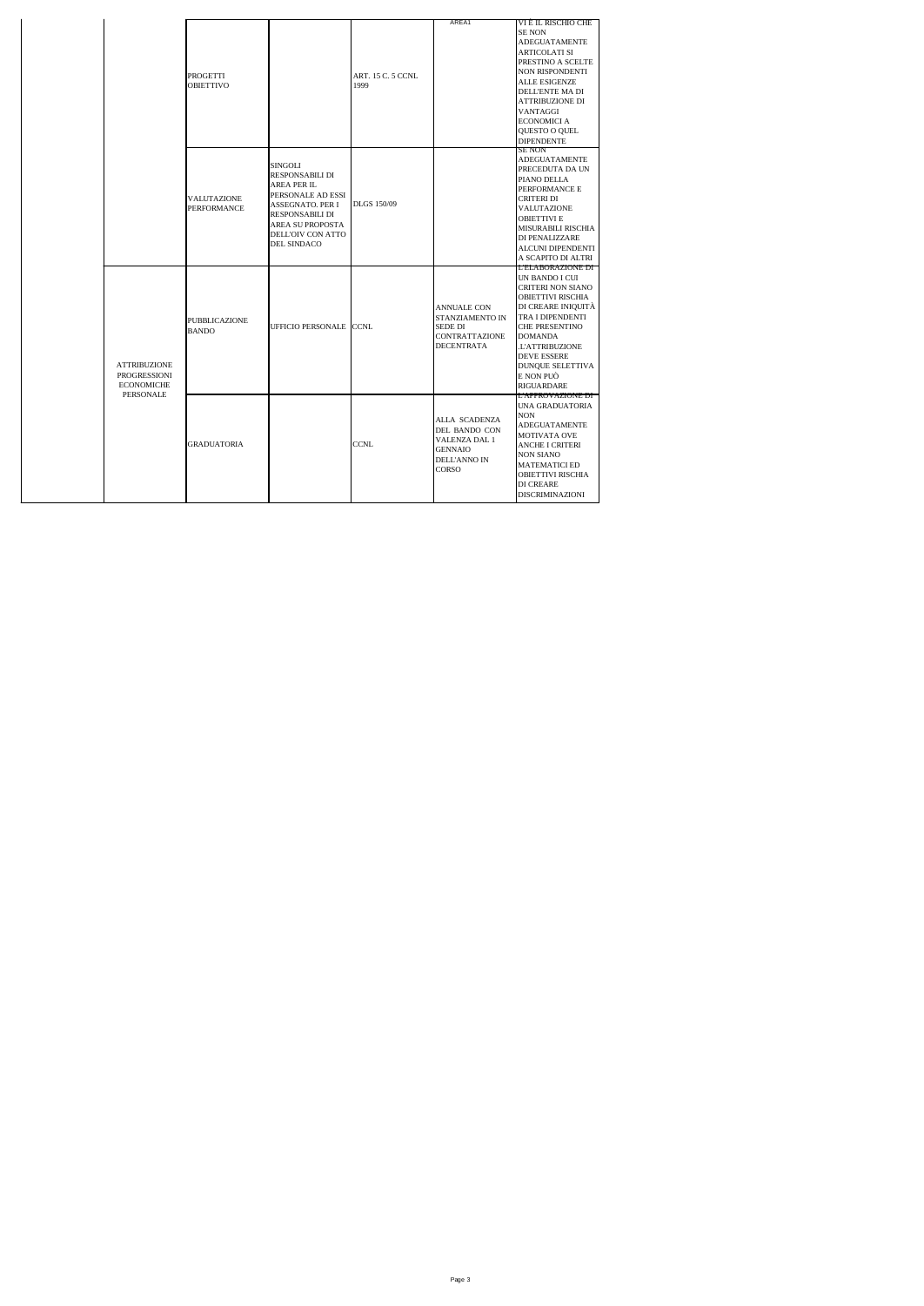| | | | | | | |
|---|---|---|---|---|---|---|
| | | PROGETTI OBIETTIVO | | ART. 15 C. 5 CCNL 1999 | AREA1 | VI È IL RISCHIO CHE SE NON ADEGUATAMENTE ARTICOLATI SI PRESTINO A SCELTE NON RISPONDENTI ALLE ESIGENZE DELL'ENTE MA DI ATTRIBUZIONE DI VANTAGGI ECONOMICI A QUESTO O QUEL DIPENDENTE |
| | | VALUTAZIONE PERFORMANCE | SINGOLI RESPONSABILI DI AREA PER IL PERSONALE AD ESSI ASSEGNATO. PER I RESPONSABILI DI AREA SU PROPOSTA DELL'OIV CON ATTO DEL SINDACO | DLGS 150/09 | | SE NON ADEGUATAMENTE PRECEDUTA DA UN PIANO DELLA PERFORMANCE E CRITERI DI VALUTAZIONE OBIETTIVI E MISURABILI RISCHIA DI PENALIZZARE ALCUNI DIPENDENTI A SCAPITO DI ALTRI |
| | ATTRIBUZIONE PROGRESSIONI ECONOMICHE PERSONALE | PUBBLICAZIONE BANDO | UFFICIO PERSONALE | CCNL | ANNUALE CON STANZIAMENTO IN SEDE DI CONTRATTAZIONE DECENTRATA | L'ELABORAZIONE DI UN BANDO I CUI CRITERI NON SIANO OBIETTIVI RISCHIA DI CREARE INIQUITÀ TRA I DIPENDENTI CHE PRESENTINO DOMANDA .L'ATTRIBUZIONE DEVE ESSERE DUNQUE SELETTIVA E NON PUÒ RIGUARDARE |
| | | GRADUATORIA | | CCNL | ALLA SCADENZA DEL BANDO CON VALENZA DAL 1 GENNAIO DELL'ANNO IN CORSO | L'APPROVAZIONE DI UNA GRADUATORIA NON ADEGUATAMENTE MOTIVATA OVE ANCHE I CRITERI NON SIANO MATEMATICI ED OBIETTIVI RISCHIA DI CREARE DISCRIMINAZIONI |